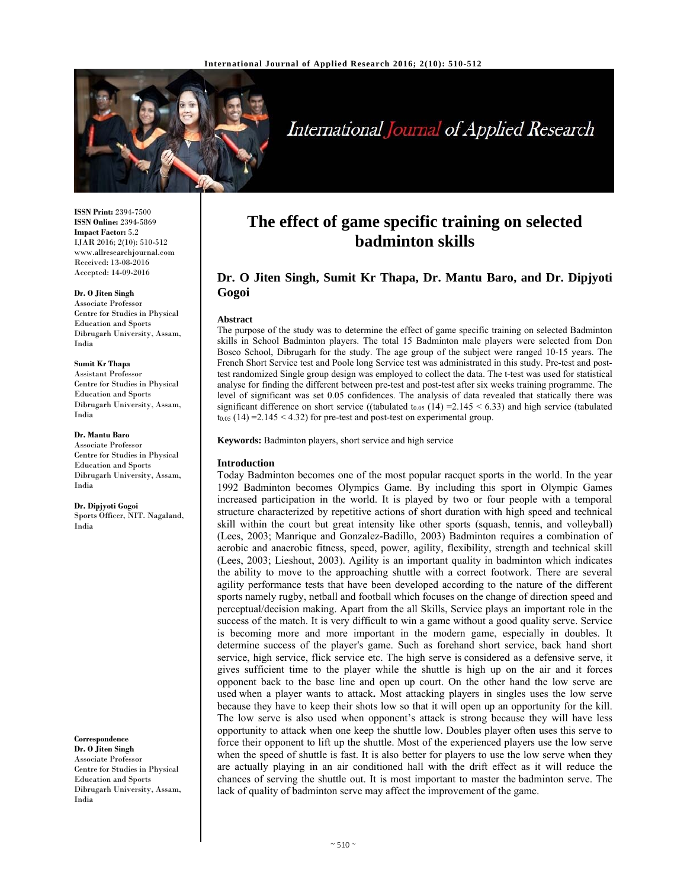# The effect of game specific training on selected badminton skills

**Dr. O Jiten Singh, Sumit Kr Thapa, Dr. Mantu Baro, and Dr. Dipjyoti Gogoi**

**ISSN Print:** 2394-7500
**ISSN Online:** 2394-5869
**Impact Factor:** 5.2
IJAR 2016; 2(10): 510-512
www.allresearchjournal.com
Received: 13-08-2016
Accepted: 14-09-2016

**Dr. O Jiten Singh**
Associate Professor
Centre for Studies in Physical Education and Sports
Dibrugarh University, Assam, India

**Sumit Kr Thapa**
Assistant Professor
Centre for Studies in Physical Education and Sports
Dibrugarh University, Assam, India

**Dr. Mantu Baro**
Associate Professor
Centre for Studies in Physical Education and Sports
Dibrugarh University, Assam, India

**Dr. Dipjyoti Gogoi**
Sports Officer, NIT. Nagaland, India

**Correspondence**
**Dr. O Jiten Singh**
Associate Professor
Centre for Studies in Physical Education and Sports
Dibrugarh University, Assam, India

## Abstract

The purpose of the study was to determine the effect of game specific training on selected Badminton skills in School Badminton players. The total 15 Badminton male players were selected from Don Bosco School, Dibrugarh for the study. The age group of the subject were ranged 10-15 years. The French Short Service test and Poole long Service test was administrated in this study. Pre-test and post-test randomized Single group design was employed to collect the data. The t-test was used for statistical analyse for finding the different between pre-test and post-test after six weeks training programme. The level of significant was set 0.05 confidences. The analysis of data revealed that statically there was significant difference on short service ((tabulated $t_{0.05}$ (14) =2.145 < 6.33) and high service (tabulated $t_{0.05}$ (14) =2.145 < 4.32) for pre-test and post-test on experimental group.

**Keywords:** Badminton players, short service and high service

## Introduction

Today Badminton becomes one of the most popular racquet sports in the world. In the year 1992 Badminton becomes Olympics Game. By including this sport in Olympic Games increased participation in the world. It is played by two or four people with a temporal structure characterized by repetitive actions of short duration with high speed and technical skill within the court but great intensity like other sports (squash, tennis, and volleyball) (Lees, 2003; Manrique and Gonzalez-Badillo, 2003) Badminton requires a combination of aerobic and anaerobic fitness, speed, power, agility, flexibility, strength and technical skill (Lees, 2003; Lieshout, 2003). Agility is an important quality in badminton which indicates the ability to move to the approaching shuttle with a correct footwork. There are several agility performance tests that have been developed according to the nature of the different sports namely rugby, netball and football which focuses on the change of direction speed and perceptual/decision making. Apart from the all Skills, Service plays an important role in the success of the match. It is very difficult to win a game without a good quality serve. Service is becoming more and more important in the modern game, especially in doubles. It determine success of the player's game. Such as forehand short service, back hand short service, high service, flick service etc. The high serve is considered as a defensive serve, it gives sufficient time to the player while the shuttle is high up on the air and it forces opponent back to the base line and open up court. On the other hand the low serve are used when a player wants to attack**.** Most attacking players in singles uses the low serve because they have to keep their shots low so that it will open up an opportunity for the kill. The low serve is also used when opponent's attack is strong because they will have less opportunity to attack when one keep the shuttle low. Doubles player often uses this serve to force their opponent to lift up the shuttle. Most of the experienced players use the low serve when the speed of shuttle is fast. It is also better for players to use the low serve when they are actually playing in an air conditioned hall with the drift effect as it will reduce the chances of serving the shuttle out. It is most important to master the badminton serve. The lack of quality of badminton serve may affect the improvement of the game.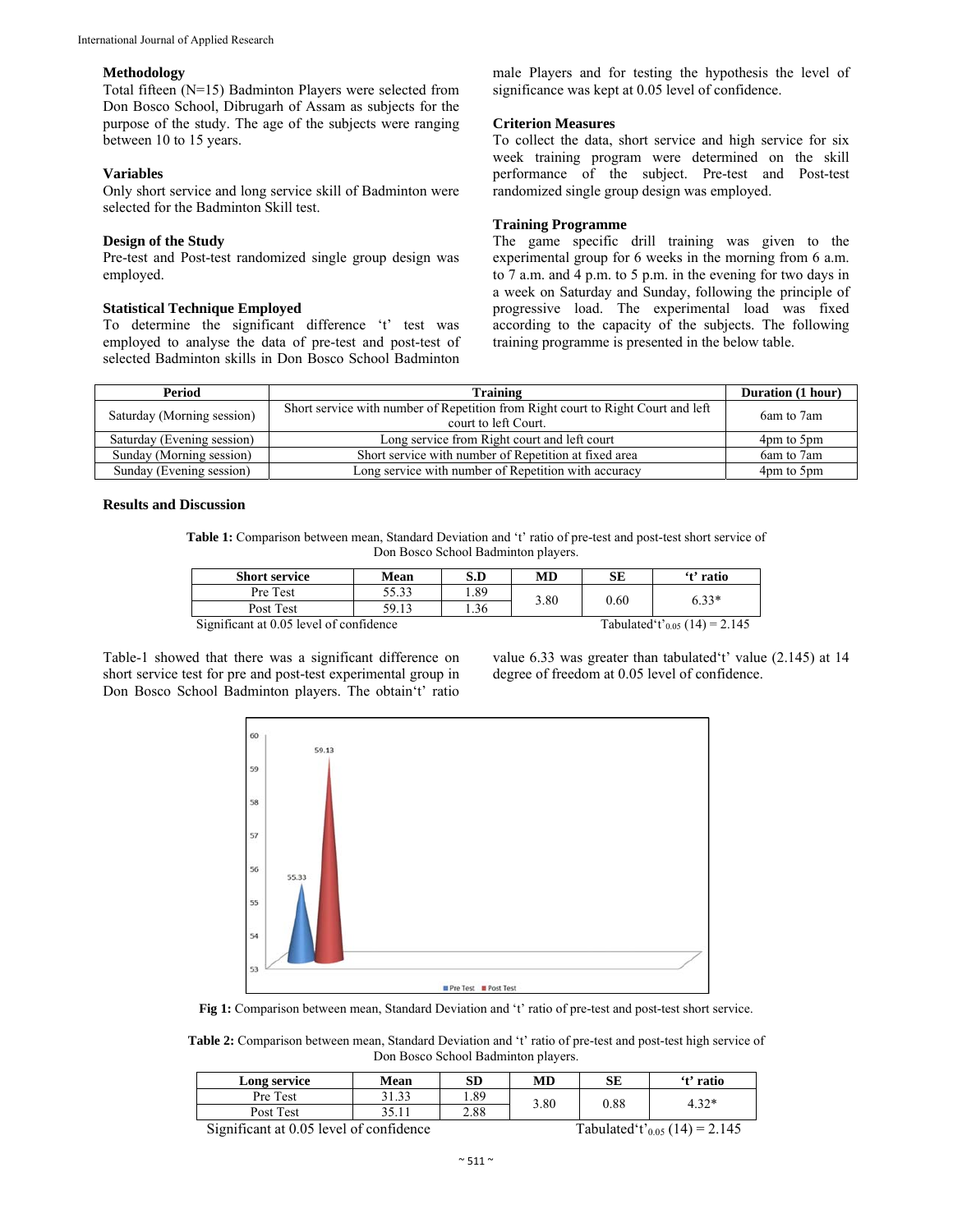### Methodology

Total fifteen (N=15) Badminton Players were selected from Don Bosco School, Dibrugarh of Assam as subjects for the purpose of the study. The age of the subjects were ranging between 10 to 15 years.

### Variables

Only short service and long service skill of Badminton were selected for the Badminton Skill test.

### Design of the Study

Pre-test and Post-test randomized single group design was employed.

### Statistical Technique Employed

To determine the significant difference 't' test was employed to analyse the data of pre-test and post-test of selected Badminton skills in Don Bosco School Badminton male Players and for testing the hypothesis the level of significance was kept at 0.05 level of confidence.

### Criterion Measures

To collect the data, short service and high service for six week training program were determined on the skill performance of the subject. Pre-test and Post-test randomized single group design was employed.

### Training Programme

The game specific drill training was given to the experimental group for 6 weeks in the morning from 6 a.m. to 7 a.m. and 4 p.m. to 5 p.m. in the evening for two days in a week on Saturday and Sunday, following the principle of progressive load. The experimental load was fixed according to the capacity of the subjects. The following training programme is presented in the below table.

| Period | Training | Duration (1 hour) |
|---|---|---|
| Saturday (Morning session) | Short service with number of Repetition from Right court to Right Court and left court to left Court. | 6am to 7am |
| Saturday (Evening session) | Long service from Right court and left court | 4pm to 5pm |
| Sunday (Morning session) | Short service with number of Repetition at fixed area | 6am to 7am |
| Sunday (Evening session) | Long service with number of Repetition with accuracy | 4pm to 5pm |

### Results and Discussion

**Table 1:** Comparison between mean, Standard Deviation and 't' ratio of pre-test and post-test short service of Don Bosco School Badminton players.

| Short service | Mean | S.D | MD | SE | 't' ratio |
|---|---|---|---|---|---|
| Pre Test | 55.33 | 1.89 | 3.80 | 0.60 | 6.33* |
| Post Test | 59.13 | 1.36 | | | |

Significant at 0.05 level of confidence  Tabulated 't' $_{0.05}$ (14) = 2.145

Table-1 showed that there was a significant difference on short service test for pre and post-test experimental group in Don Bosco School Badminton players. The obtain 't' ratio value 6.33 was greater than tabulated 't' value (2.145) at 14 degree of freedom at 0.05 level of confidence.

**Fig 1:** Comparison between mean, Standard Deviation and 't' ratio of pre-test and post-test short service.

**Table 2:** Comparison between mean, Standard Deviation and 't' ratio of pre-test and post-test high service of Don Bosco School Badminton players.

| Long service | Mean | SD | MD | SE | 't' ratio |
|---|---|---|---|---|---|
| Pre Test | 31.33 | 1.89 | 3.80 | 0.88 | 4.32* |
| Post Test | 35.11 | 2.88 | | | |

Significant at 0.05 level of confidence  Tabulated 't' $_{0.05}$ (14) = 2.145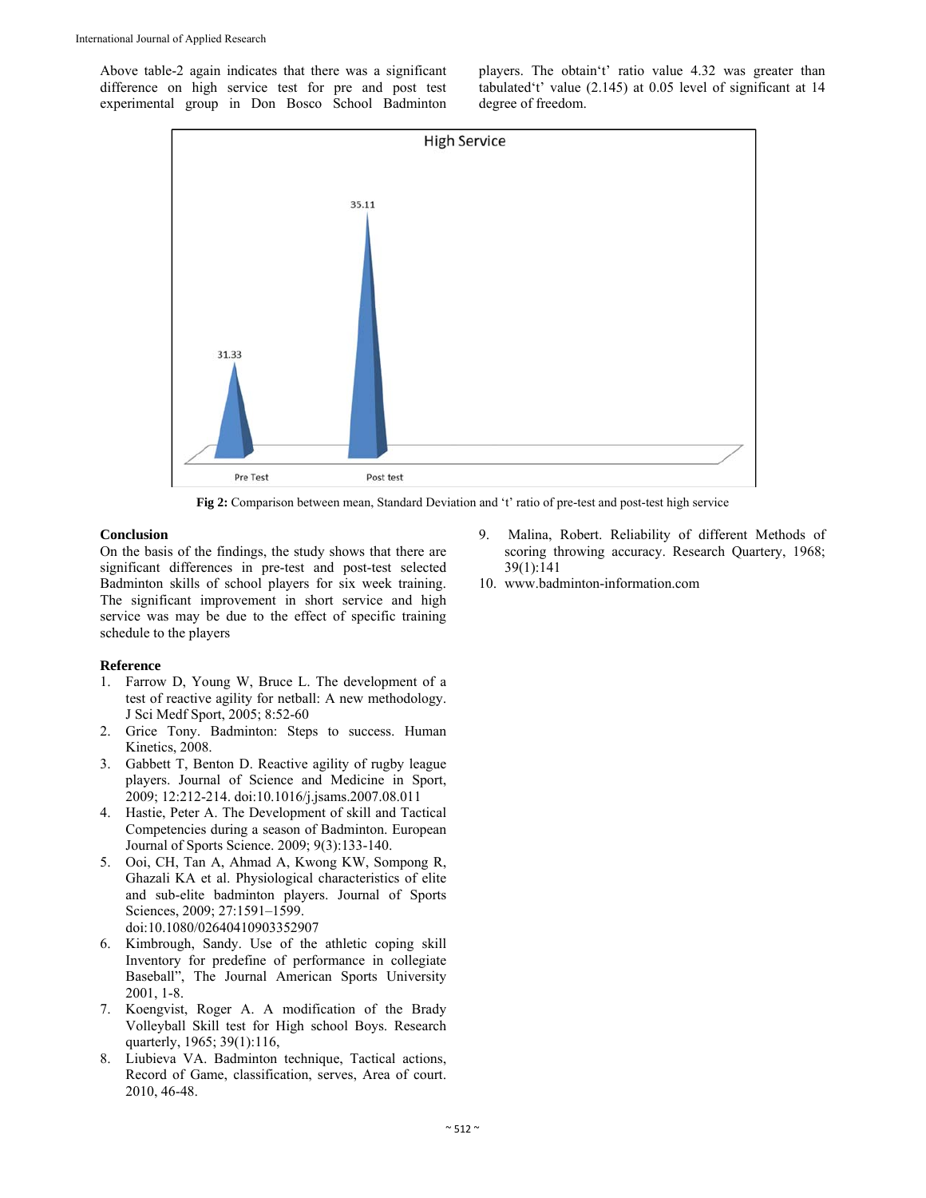Above table-2 again indicates that there was a significant difference on high service test for pre and post test experimental group in Don Bosco School Badminton players. The obtain't' ratio value 4.32 was greater than tabulated't' value (2.145) at 0.05 level of significant at 14 degree of freedom.

High Service

35.11

31.33

Pre Test

Post test

**Fig 2:** Comparison between mean, Standard Deviation and 't' ratio of pre-test and post-test high service

## Conclusion

On the basis of the findings, the study shows that there are significant differences in pre-test and post-test selected Badminton skills of school players for six week training. The significant improvement in short service and high service was may be due to the effect of specific training schedule to the players

## Reference

1. Farrow D, Young W, Bruce L. The development of a test of reactive agility for netball: A new methodology. J Sci Medf Sport, 2005; 8:52-60
2. Grice Tony. Badminton: Steps to success. Human Kinetics, 2008.
3. Gabbett T, Benton D. Reactive agility of rugby league players. Journal of Science and Medicine in Sport, 2009; 12:212-214. doi:10.1016/j.jsams.2007.08.011
4. Hastie, Peter A. The Development of skill and Tactical Competencies during a season of Badminton. European Journal of Sports Science. 2009; 9(3):133-140.
5. Ooi, CH, Tan A, Ahmad A, Kwong KW, Sompong R, Ghazali KA et al. Physiological characteristics of elite and sub-elite badminton players. Journal of Sports Sciences, 2009; 27:1591–1599. doi:10.1080/02640410903352907
6. Kimbrough, Sandy. Use of the athletic coping skill Inventory for predefine of performance in collegiate Baseball", The Journal American Sports University 2001, 1-8.
7. Koengvist, Roger A. A modification of the Brady Volleyball Skill test for High school Boys. Research quarterly, 1965; 39(1):116,
8. Liubieva VA. Badminton technique, Tactical actions, Record of Game, classification, serves, Area of court. 2010, 46-48.
9. Malina, Robert. Reliability of different Methods of scoring throwing accuracy. Research Quartery, 1968; 39(1):141
10. www.badminton-information.com